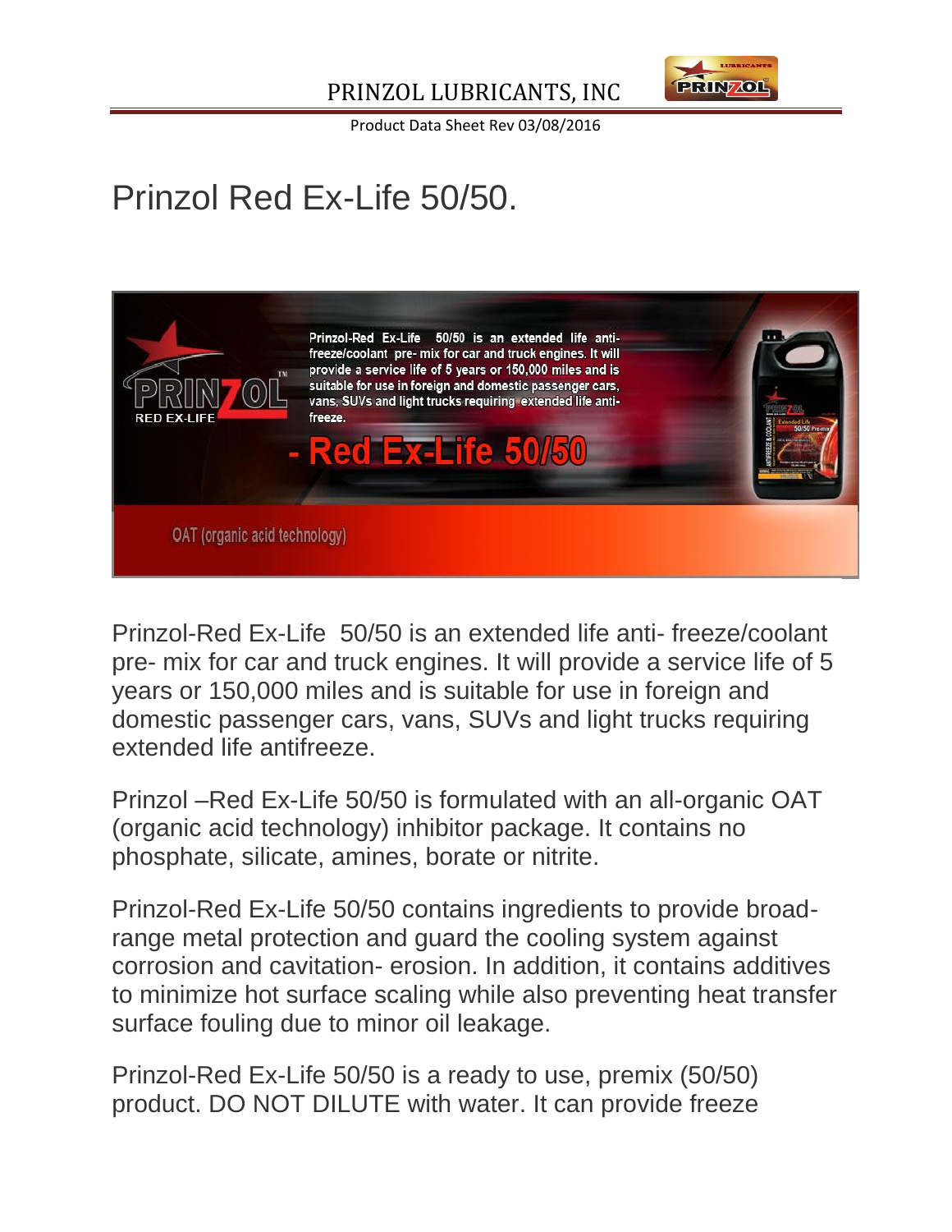PRINZOL LUBRICANTS, INC

Product Data Sheet Rev 03/08/2016

# Prinzol Red Ex-Life 50/50.

Prinzol-Red Ex-Life 50/50 is an extended life anti- freeze/coolant pre- mix for car and truck engines. It will provide a service life of 5 years or 150,000 miles and is suitable for use in foreign and domestic passenger cars, vans, SUVs and light trucks requiring extended life antifreeze.

Prinzol –Red Ex-Life 50/50 is formulated with an all-organic OAT (organic acid technology) inhibitor package. It contains no phosphate, silicate, amines, borate or nitrite.

Prinzol-Red Ex-Life 50/50 contains ingredients to provide broad-range metal protection and guard the cooling system against corrosion and cavitation- erosion. In addition, it contains additives to minimize hot surface scaling while also preventing heat transfer surface fouling due to minor oil leakage.

Prinzol-Red Ex-Life 50/50 is a ready to use, premix (50/50) product. DO NOT DILUTE with water. It can provide freeze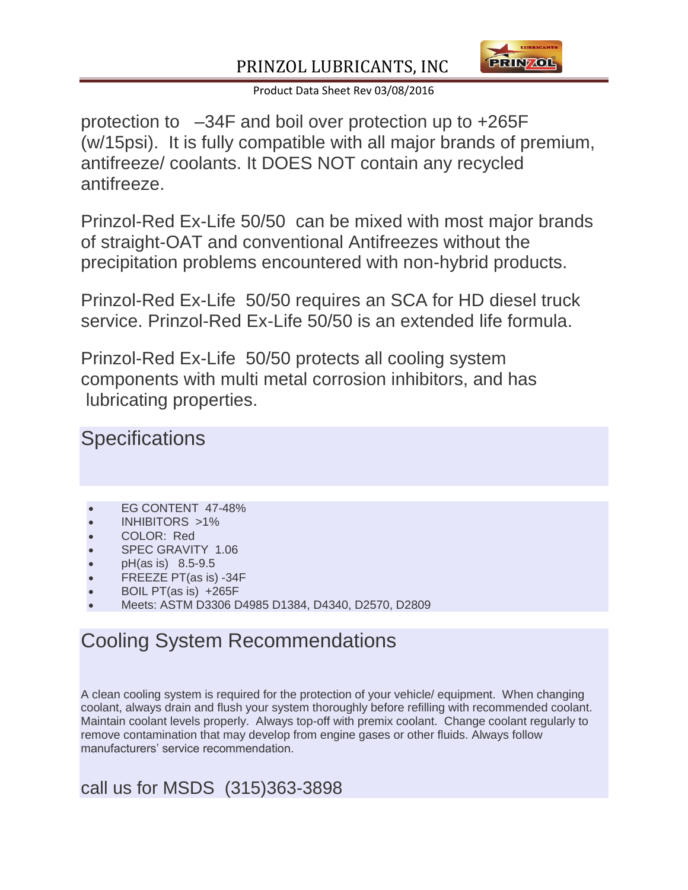protection to –34F and boil over protection up to +265F (w/15psi). It is fully compatible with all major brands of premium, antifreeze/ coolants. It DOES NOT contain any recycled antifreeze.

Prinzol-Red Ex-Life 50/50 can be mixed with most major brands of straight-OAT and conventional Antifreezes without the precipitation problems encountered with non-hybrid products.

Prinzol-Red Ex-Life 50/50 requires an SCA for HD diesel truck service. Prinzol-Red Ex-Life 50/50 is an extended life formula.

Prinzol-Red Ex-Life 50/50 protects all cooling system components with multi metal corrosion inhibitors, and has lubricating properties.

## Specifications

- EG CONTENT 47-48%
- INHIBITORS >1%
- COLOR: Red
- SPEC GRAVITY 1.06
- pH(as is) 8.5-9.5
- FREEZE PT(as is) -34F
- BOIL PT(as is) +265F
- Meets: ASTM D3306 D4985 D1384, D4340, D2570, D2809

## Cooling System Recommendations

A clean cooling system is required for the protection of your vehicle/ equipment. When changing coolant, always drain and flush your system thoroughly before refilling with recommended coolant. Maintain coolant levels properly. Always top-off with premix coolant. Change coolant regularly to remove contamination that may develop from engine gases or other fluids. Always follow manufacturers' service recommendation.

## call us for MSDS (315)363-3898